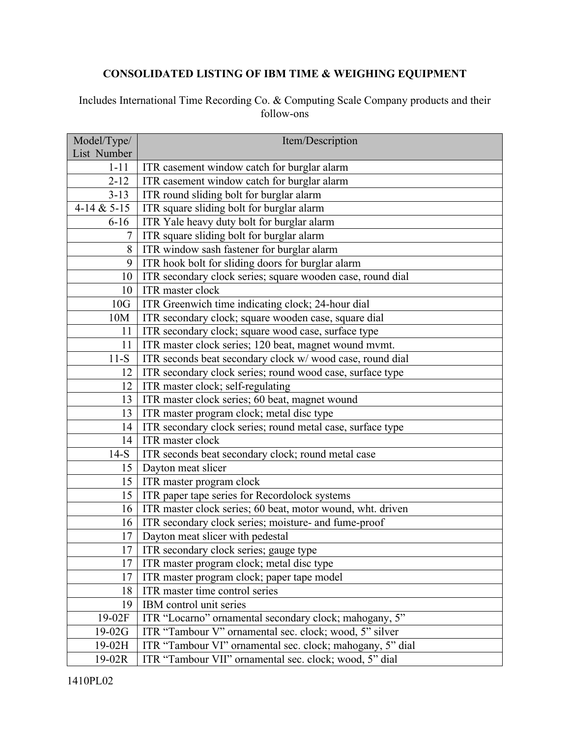# CONSOLIDATED LISTING OF IBM TIME & WEIGHING EQUIPMENT

Includes International Time Recording Co. & Computing Scale Company products and their follow-ons

| Model/Type/ List Number | Item/Description |
|---|---|
| 1-11 | ITR casement window catch for burglar alarm |
| 2-12 | ITR casement window catch for burglar alarm |
| 3-13 | ITR round sliding bolt for burglar alarm |
| 4-14 & 5-15 | ITR square sliding bolt for burglar alarm |
| 6-16 | ITR Yale heavy duty bolt for burglar alarm |
| 7 | ITR square sliding bolt for burglar alarm |
| 8 | ITR window sash fastener for burglar alarm |
| 9 | ITR hook bolt for sliding doors for burglar alarm |
| 10 | ITR secondary clock series; square wooden case, round dial |
| 10 | ITR master clock |
| 10G | ITR Greenwich time indicating clock; 24-hour dial |
| 10M | ITR secondary clock; square wooden case, square dial |
| 11 | ITR secondary clock; square wood case, surface type |
| 11 | ITR master clock series; 120 beat, magnet wound mvmt. |
| 11-S | ITR seconds beat secondary clock w/ wood case, round dial |
| 12 | ITR secondary clock series; round wood case, surface type |
| 12 | ITR master clock; self-regulating |
| 13 | ITR master clock series; 60 beat, magnet wound |
| 13 | ITR master program clock; metal disc type |
| 14 | ITR secondary clock series; round metal case, surface type |
| 14 | ITR master clock |
| 14-S | ITR seconds beat secondary clock; round metal case |
| 15 | Dayton meat slicer |
| 15 | ITR master program clock |
| 15 | ITR paper tape series for Recordolock systems |
| 16 | ITR master clock series; 60 beat, motor wound, wht. driven |
| 16 | ITR secondary clock series; moisture- and fume-proof |
| 17 | Dayton meat slicer with pedestal |
| 17 | ITR secondary clock series; gauge type |
| 17 | ITR master program clock; metal disc type |
| 17 | ITR master program clock; paper tape model |
| 18 | ITR master time control series |
| 19 | IBM control unit series |
| 19-02F | ITR "Locarno" ornamental secondary clock; mahogany, 5" |
| 19-02G | ITR "Tambour V" ornamental sec. clock; wood, 5" silver |
| 19-02H | ITR "Tambour VI" ornamental sec. clock; mahogany, 5" dial |
| 19-02R | ITR "Tambour VII" ornamental sec. clock; wood, 5" dial |

1410PL02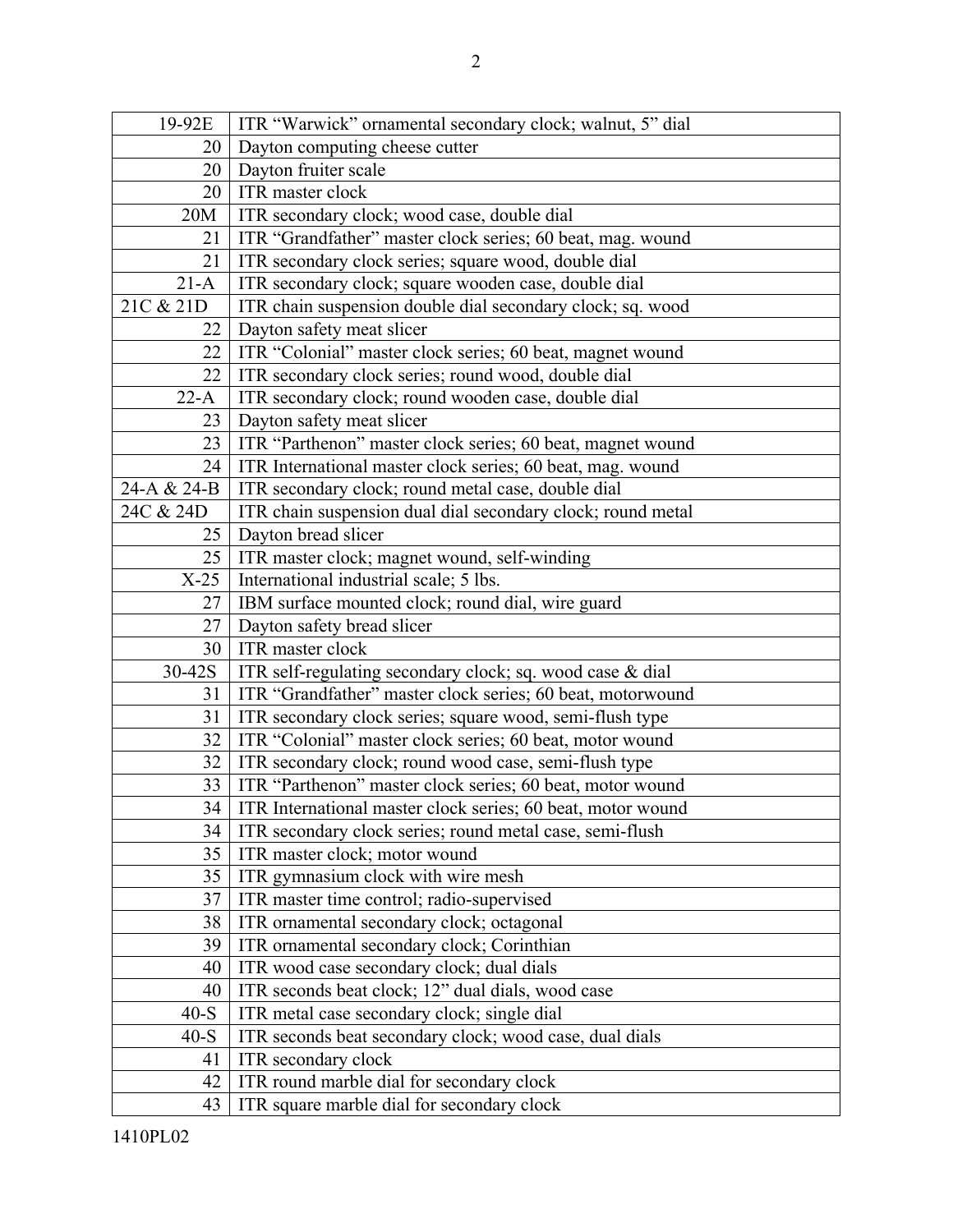| | |
|---|---|
| 19-92E | ITR “Warwick” ornamental secondary clock; walnut, 5” dial |
| 20 | Dayton computing cheese cutter |
| 20 | Dayton fruiter scale |
| 20 | ITR master clock |
| 20M | ITR secondary clock; wood case, double dial |
| 21 | ITR “Grandfather” master clock series; 60 beat, mag. wound |
| 21 | ITR secondary clock series; square wood, double dial |
| 21-A | ITR secondary clock; square wooden case, double dial |
| 21C & 21D | ITR chain suspension double dial secondary clock; sq. wood |
| 22 | Dayton safety meat slicer |
| 22 | ITR “Colonial” master clock series; 60 beat, magnet wound |
| 22 | ITR secondary clock series; round wood, double dial |
| 22-A | ITR secondary clock; round wooden case, double dial |
| 23 | Dayton safety meat slicer |
| 23 | ITR “Parthenon” master clock series; 60 beat, magnet wound |
| 24 | ITR International master clock series; 60 beat, mag. wound |
| 24-A & 24-B | ITR secondary clock; round metal case, double dial |
| 24C & 24D | ITR chain suspension dual dial secondary clock; round metal |
| 25 | Dayton bread slicer |
| 25 | ITR master clock; magnet wound, self-winding |
| X-25 | International industrial scale; 5 lbs. |
| 27 | IBM surface mounted clock; round dial, wire guard |
| 27 | Dayton safety bread slicer |
| 30 | ITR master clock |
| 30-42S | ITR self-regulating secondary clock; sq. wood case & dial |
| 31 | ITR “Grandfather” master clock series; 60 beat, motorwound |
| 31 | ITR secondary clock series; square wood, semi-flush type |
| 32 | ITR “Colonial” master clock series; 60 beat, motor wound |
| 32 | ITR secondary clock; round wood case, semi-flush type |
| 33 | ITR “Parthenon” master clock series; 60 beat, motor wound |
| 34 | ITR International master clock series; 60 beat, motor wound |
| 34 | ITR secondary clock series; round metal case, semi-flush |
| 35 | ITR master clock; motor wound |
| 35 | ITR gymnasium clock with wire mesh |
| 37 | ITR master time control; radio-supervised |
| 38 | ITR ornamental secondary clock; octagonal |
| 39 | ITR ornamental secondary clock; Corinthian |
| 40 | ITR wood case secondary clock; dual dials |
| 40 | ITR seconds beat clock; 12” dual dials, wood case |
| 40-S | ITR metal case secondary clock; single dial |
| 40-S | ITR seconds beat secondary clock; wood case, dual dials |
| 41 | ITR secondary clock |
| 42 | ITR round marble dial for secondary clock |
| 43 | ITR square marble dial for secondary clock |

1410PL02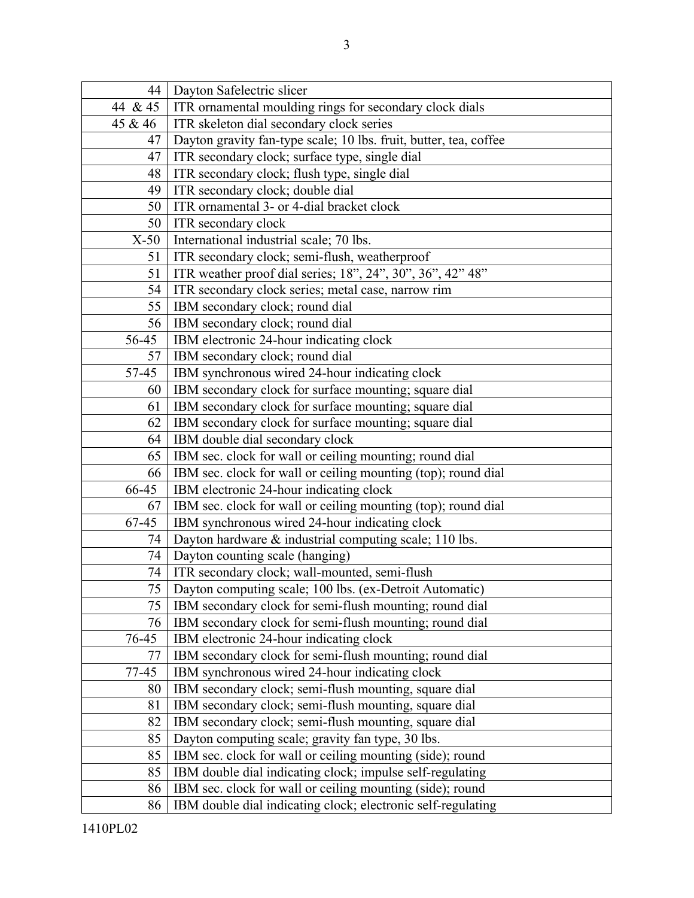| | |
|---|---|
| 44 | Dayton Safelectric slicer |
| 44 & 45 | ITR ornamental moulding rings for secondary clock dials |
| 45 & 46 | ITR skeleton dial secondary clock series |
| 47 | Dayton gravity fan-type scale; 10 lbs. fruit, butter, tea, coffee |
| 47 | ITR secondary clock; surface type, single dial |
| 48 | ITR secondary clock; flush type, single dial |
| 49 | ITR secondary clock; double dial |
| 50 | ITR ornamental 3- or 4-dial bracket clock |
| 50 | ITR secondary clock |
| X-50 | International industrial scale; 70 lbs. |
| 51 | ITR secondary clock; semi-flush, weatherproof |
| 51 | ITR weather proof dial series; 18”, 24”, 30”, 36”, 42” 48” |
| 54 | ITR secondary clock series; metal case, narrow rim |
| 55 | IBM secondary clock; round dial |
| 56 | IBM secondary clock; round dial |
| 56-45 | IBM electronic 24-hour indicating clock |
| 57 | IBM secondary clock; round dial |
| 57-45 | IBM synchronous wired 24-hour indicating clock |
| 60 | IBM secondary clock for surface mounting; square dial |
| 61 | IBM secondary clock for surface mounting; square dial |
| 62 | IBM secondary clock for surface mounting; square dial |
| 64 | IBM double dial secondary clock |
| 65 | IBM sec. clock for wall or ceiling mounting; round dial |
| 66 | IBM sec. clock for wall or ceiling mounting (top); round dial |
| 66-45 | IBM electronic 24-hour indicating clock |
| 67 | IBM sec. clock for wall or ceiling mounting (top); round dial |
| 67-45 | IBM synchronous wired 24-hour indicating clock |
| 74 | Dayton hardware & industrial computing scale; 110 lbs. |
| 74 | Dayton counting scale (hanging) |
| 74 | ITR secondary clock; wall-mounted, semi-flush |
| 75 | Dayton computing scale; 100 lbs. (ex-Detroit Automatic) |
| 75 | IBM secondary clock for semi-flush mounting; round dial |
| 76 | IBM secondary clock for semi-flush mounting; round dial |
| 76-45 | IBM electronic 24-hour indicating clock |
| 77 | IBM secondary clock for semi-flush mounting; round dial |
| 77-45 | IBM synchronous wired 24-hour indicating clock |
| 80 | IBM secondary clock; semi-flush mounting, square dial |
| 81 | IBM secondary clock; semi-flush mounting, square dial |
| 82 | IBM secondary clock; semi-flush mounting, square dial |
| 85 | Dayton computing scale; gravity fan type, 30 lbs. |
| 85 | IBM sec. clock for wall or ceiling mounting (side); round |
| 85 | IBM double dial indicating clock; impulse self-regulating |
| 86 | IBM sec. clock for wall or ceiling mounting (side); round |
| 86 | IBM double dial indicating clock; electronic self-regulating |

1410PL02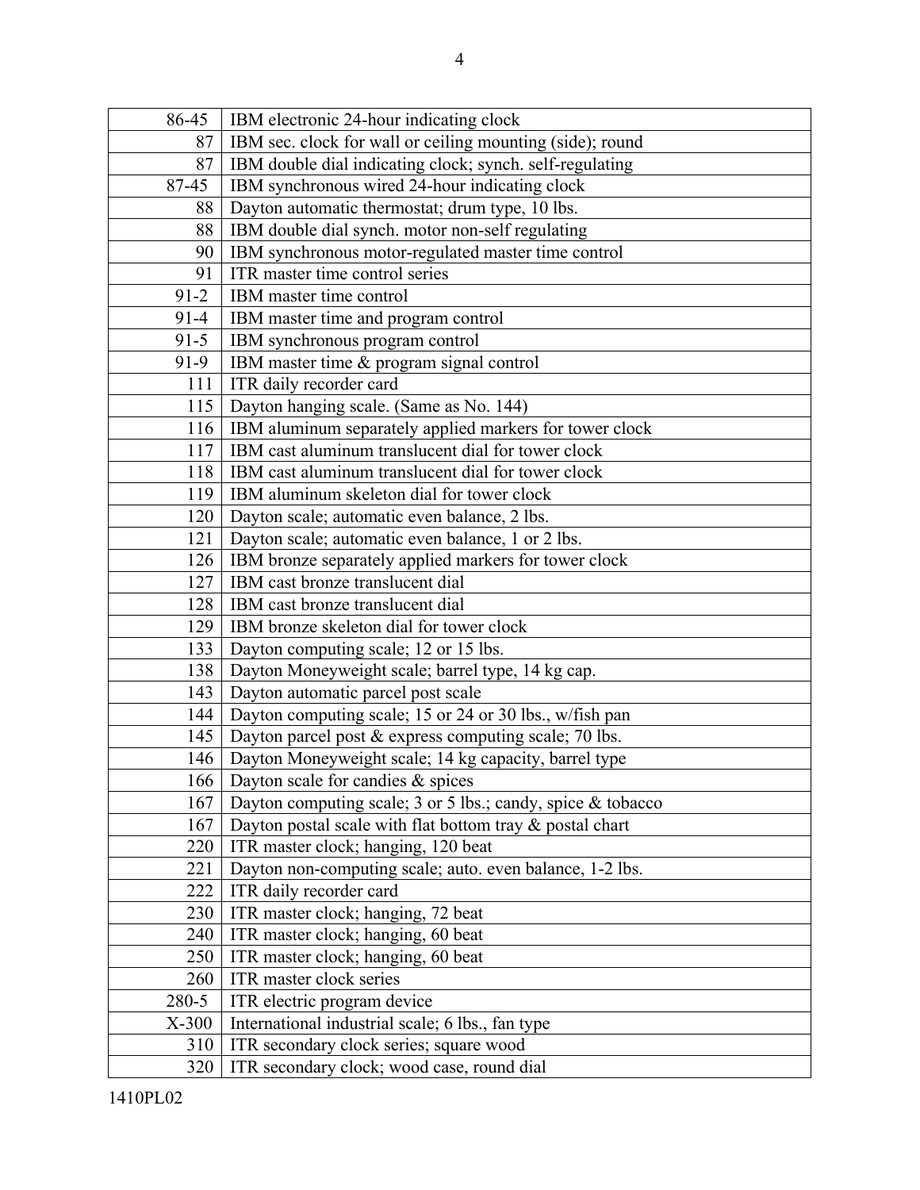| | |
|---|---|
| 86-45 | IBM electronic 24-hour indicating clock |
| 87 | IBM sec. clock for wall or ceiling mounting (side); round |
| 87 | IBM double dial indicating clock; synch. self-regulating |
| 87-45 | IBM synchronous wired 24-hour indicating clock |
| 88 | Dayton automatic thermostat; drum type, 10 lbs. |
| 88 | IBM double dial synch. motor non-self regulating |
| 90 | IBM synchronous motor-regulated master time control |
| 91 | ITR master time control series |
| 91-2 | IBM master time control |
| 91-4 | IBM master time and program control |
| 91-5 | IBM synchronous program control |
| 91-9 | IBM master time & program signal control |
| 111 | ITR daily recorder card |
| 115 | Dayton hanging scale. (Same as No. 144) |
| 116 | IBM aluminum separately applied markers for tower clock |
| 117 | IBM cast aluminum translucent dial for tower clock |
| 118 | IBM cast aluminum translucent dial for tower clock |
| 119 | IBM aluminum skeleton dial for tower clock |
| 120 | Dayton scale; automatic even balance, 2 lbs. |
| 121 | Dayton scale; automatic even balance, 1 or 2 lbs. |
| 126 | IBM bronze separately applied markers for tower clock |
| 127 | IBM cast bronze translucent dial |
| 128 | IBM cast bronze translucent dial |
| 129 | IBM bronze skeleton dial for tower clock |
| 133 | Dayton computing scale; 12 or 15 lbs. |
| 138 | Dayton Moneyweight scale; barrel type, 14 kg cap. |
| 143 | Dayton automatic parcel post scale |
| 144 | Dayton computing scale; 15 or 24 or 30 lbs., w/fish pan |
| 145 | Dayton parcel post & express computing scale; 70 lbs. |
| 146 | Dayton Moneyweight scale; 14 kg capacity, barrel type |
| 166 | Dayton scale for candies & spices |
| 167 | Dayton computing scale; 3 or 5 lbs.; candy, spice & tobacco |
| 167 | Dayton postal scale with flat bottom tray & postal chart |
| 220 | ITR master clock; hanging, 120 beat |
| 221 | Dayton non-computing scale; auto. even balance, 1-2 lbs. |
| 222 | ITR daily recorder card |
| 230 | ITR master clock; hanging, 72 beat |
| 240 | ITR master clock; hanging, 60 beat |
| 250 | ITR master clock; hanging, 60 beat |
| 260 | ITR master clock series |
| 280-5 | ITR electric program device |
| X-300 | International industrial scale; 6 lbs., fan type |
| 310 | ITR secondary clock series; square wood |
| 320 | ITR secondary clock; wood case, round dial |

1410PL02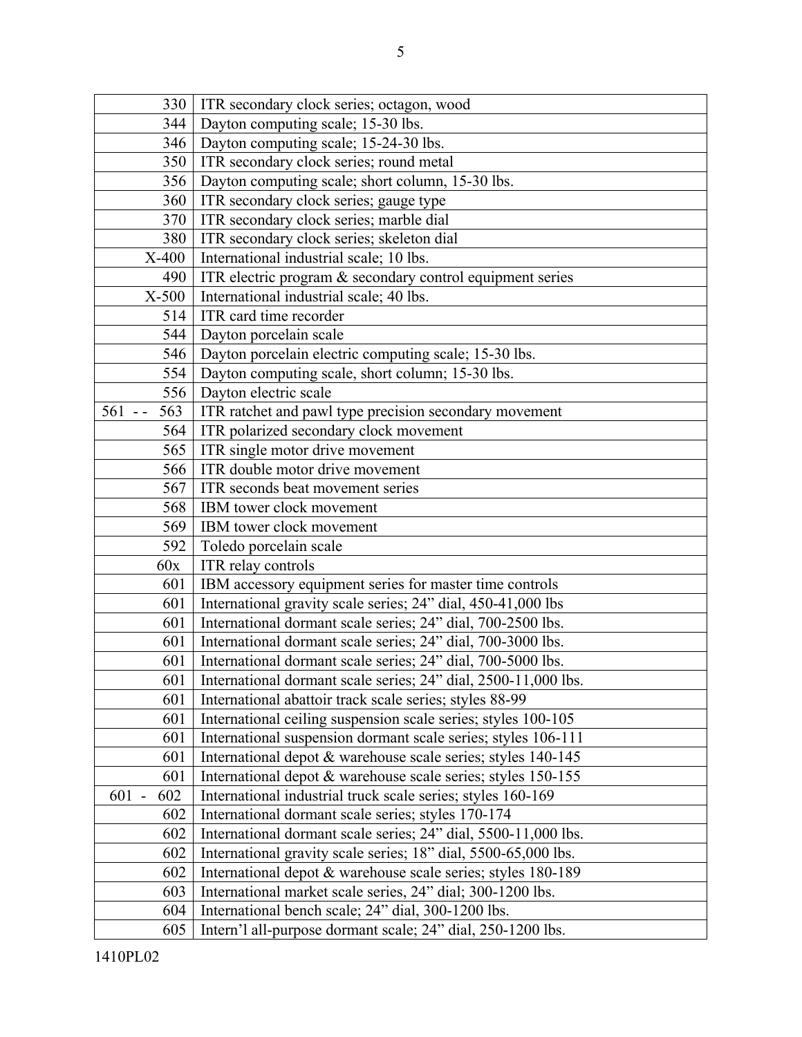| | |
|---|---|
| 330 | ITR secondary clock series; octagon, wood |
| 344 | Dayton computing scale; 15-30 lbs. |
| 346 | Dayton computing scale; 15-24-30 lbs. |
| 350 | ITR secondary clock series; round metal |
| 356 | Dayton computing scale; short column, 15-30 lbs. |
| 360 | ITR secondary clock series; gauge type |
| 370 | ITR secondary clock series; marble dial |
| 380 | ITR secondary clock series; skeleton dial |
| X-400 | International industrial scale; 10 lbs. |
| 490 | ITR electric program & secondary control equipment series |
| X-500 | International industrial scale; 40 lbs. |
| 514 | ITR card time recorder |
| 544 | Dayton porcelain scale |
| 546 | Dayton porcelain electric computing scale; 15-30 lbs. |
| 554 | Dayton computing scale, short column; 15-30 lbs. |
| 556 | Dayton electric scale |
| 561 -- 563 | ITR ratchet and pawl type precision secondary movement |
| 564 | ITR polarized secondary clock movement |
| 565 | ITR single motor drive movement |
| 566 | ITR double motor drive movement |
| 567 | ITR seconds beat movement series |
| 568 | IBM tower clock movement |
| 569 | IBM tower clock movement |
| 592 | Toledo porcelain scale |
| 60x | ITR relay controls |
| 601 | IBM accessory equipment series for master time controls |
| 601 | International gravity scale series; 24" dial, 450-41,000 lbs |
| 601 | International dormant scale series; 24" dial, 700-2500 lbs. |
| 601 | International dormant scale series; 24" dial, 700-3000 lbs. |
| 601 | International dormant scale series; 24" dial, 700-5000 lbs. |
| 601 | International dormant scale series; 24" dial, 2500-11,000 lbs. |
| 601 | International abattoir track scale series; styles 88-99 |
| 601 | International ceiling suspension scale series; styles 100-105 |
| 601 | International suspension dormant scale series; styles 106-111 |
| 601 | International depot & warehouse scale series; styles 140-145 |
| 601 | International depot & warehouse scale series; styles 150-155 |
| 601 - 602 | International industrial truck scale series; styles 160-169 |
| 602 | International dormant scale series; styles 170-174 |
| 602 | International dormant scale series; 24" dial, 5500-11,000 lbs. |
| 602 | International gravity scale series; 18" dial, 5500-65,000 lbs. |
| 602 | International depot & warehouse scale series; styles 180-189 |
| 603 | International market scale series, 24" dial; 300-1200 lbs. |
| 604 | International bench scale; 24" dial, 300-1200 lbs. |
| 605 | Intern'l all-purpose dormant scale; 24" dial, 250-1200 lbs. |

1410PL02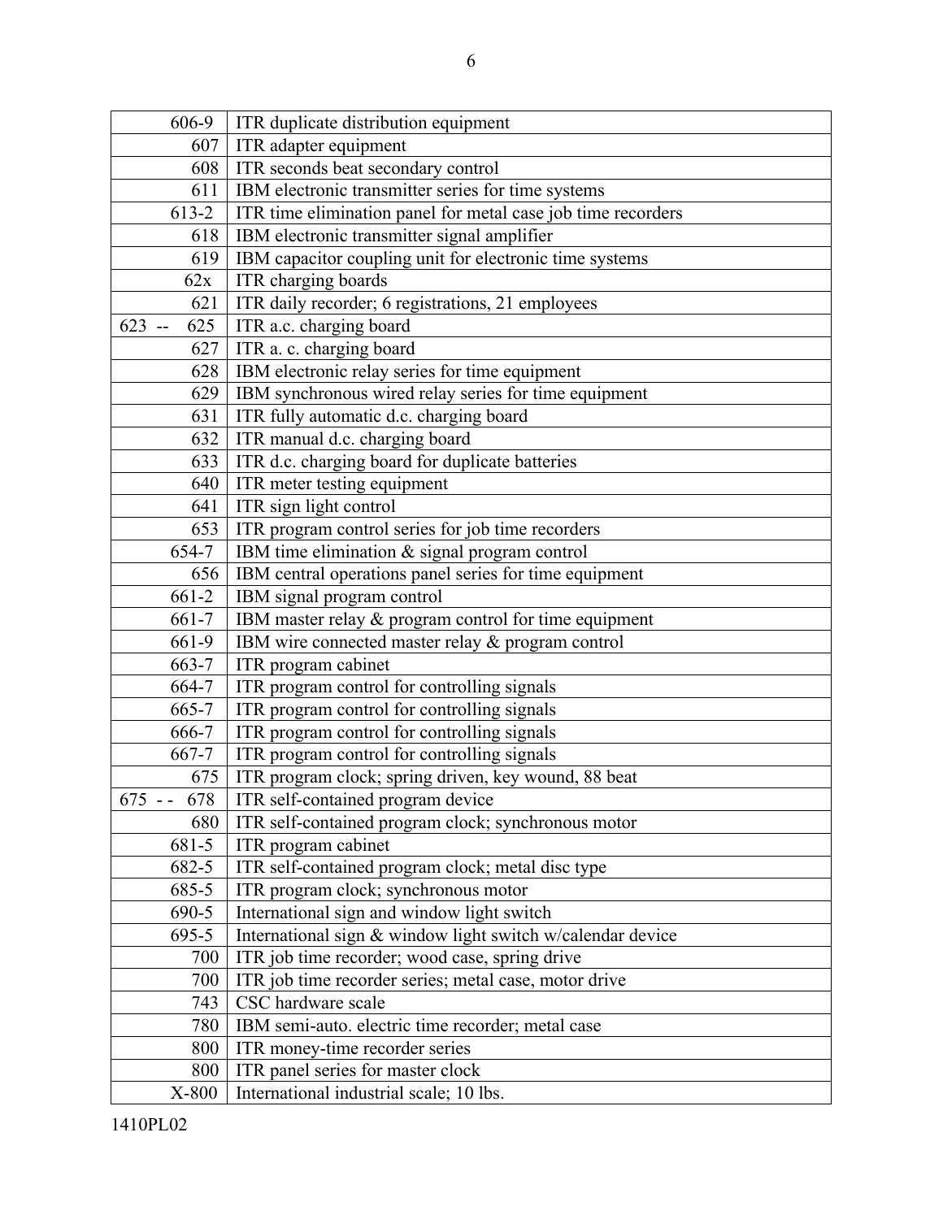| | |
|---|---|
| 606-9 | ITR duplicate distribution equipment |
| 607 | ITR adapter equipment |
| 608 | ITR seconds beat secondary control |
| 611 | IBM electronic transmitter series for time systems |
| 613-2 | ITR time elimination panel for metal case job time recorders |
| 618 | IBM electronic transmitter signal amplifier |
| 619 | IBM capacitor coupling unit for electronic time systems |
| 62x | ITR charging boards |
| 621 | ITR daily recorder; 6 registrations, 21 employees |
| 623 -- 625 | ITR a.c. charging board |
| 627 | ITR a. c. charging board |
| 628 | IBM electronic relay series for time equipment |
| 629 | IBM synchronous wired relay series for time equipment |
| 631 | ITR fully automatic d.c. charging board |
| 632 | ITR manual d.c. charging board |
| 633 | ITR d.c. charging board for duplicate batteries |
| 640 | ITR meter testing equipment |
| 641 | ITR sign light control |
| 653 | ITR program control series for job time recorders |
| 654-7 | IBM time elimination & signal program control |
| 656 | IBM central operations panel series for time equipment |
| 661-2 | IBM signal program control |
| 661-7 | IBM master relay & program control for time equipment |
| 661-9 | IBM wire connected master relay & program control |
| 663-7 | ITR program cabinet |
| 664-7 | ITR program control for controlling signals |
| 665-7 | ITR program control for controlling signals |
| 666-7 | ITR program control for controlling signals |
| 667-7 | ITR program control for controlling signals |
| 675 | ITR program clock; spring driven, key wound, 88 beat |
| 675 - - 678 | ITR self-contained program device |
| 680 | ITR self-contained program clock; synchronous motor |
| 681-5 | ITR program cabinet |
| 682-5 | ITR self-contained program clock; metal disc type |
| 685-5 | ITR program clock; synchronous motor |
| 690-5 | International sign and window light switch |
| 695-5 | International sign & window light switch w/calendar device |
| 700 | ITR job time recorder; wood case, spring drive |
| 700 | ITR job time recorder series; metal case, motor drive |
| 743 | CSC hardware scale |
| 780 | IBM semi-auto. electric time recorder; metal case |
| 800 | ITR money-time recorder series |
| 800 | ITR panel series for master clock |
| X-800 | International industrial scale; 10 lbs. |

1410PL02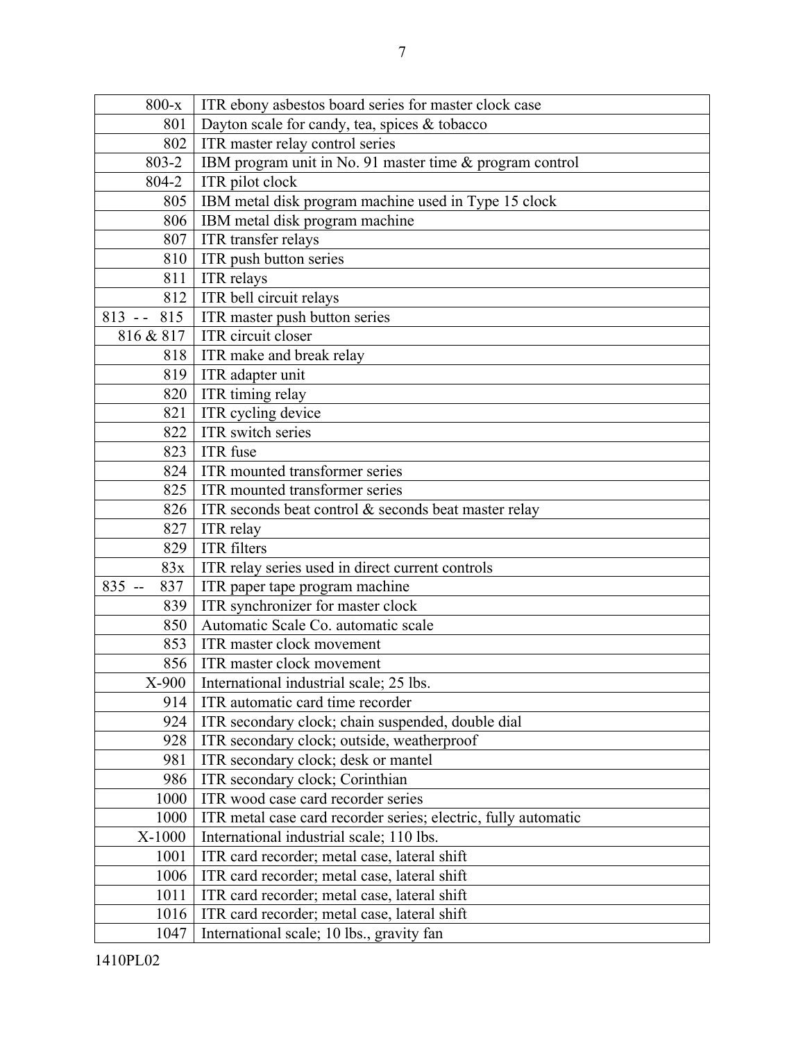| | |
|---|---|
| 800-x | ITR ebony asbestos board series for master clock case |
| 801 | Dayton scale for candy, tea, spices & tobacco |
| 802 | ITR master relay control series |
| 803-2 | IBM program unit in No. 91 master time & program control |
| 804-2 | ITR pilot clock |
| 805 | IBM metal disk program machine used in Type 15 clock |
| 806 | IBM metal disk program machine |
| 807 | ITR transfer relays |
| 810 | ITR push button series |
| 811 | ITR relays |
| 812 | ITR bell circuit relays |
| 813 -- 815 | ITR master push button series |
| 816 & 817 | ITR circuit closer |
| 818 | ITR make and break relay |
| 819 | ITR adapter unit |
| 820 | ITR timing relay |
| 821 | ITR cycling device |
| 822 | ITR switch series |
| 823 | ITR fuse |
| 824 | ITR mounted transformer series |
| 825 | ITR mounted transformer series |
| 826 | ITR seconds beat control & seconds beat master relay |
| 827 | ITR relay |
| 829 | ITR filters |
| 83x | ITR relay series used in direct current controls |
| 835 -- 837 | ITR paper tape program machine |
| 839 | ITR synchronizer for master clock |
| 850 | Automatic Scale Co. automatic scale |
| 853 | ITR master clock movement |
| 856 | ITR master clock movement |
| X-900 | International industrial scale; 25 lbs. |
| 914 | ITR automatic card time recorder |
| 924 | ITR secondary clock; chain suspended, double dial |
| 928 | ITR secondary clock; outside, weatherproof |
| 981 | ITR secondary clock; desk or mantel |
| 986 | ITR secondary clock; Corinthian |
| 1000 | ITR wood case card recorder series |
| 1000 | ITR metal case card recorder series; electric, fully automatic |
| X-1000 | International industrial scale; 110 lbs. |
| 1001 | ITR card recorder; metal case, lateral shift |
| 1006 | ITR card recorder; metal case, lateral shift |
| 1011 | ITR card recorder; metal case, lateral shift |
| 1016 | ITR card recorder; metal case, lateral shift |
| 1047 | International scale; 10 lbs., gravity fan |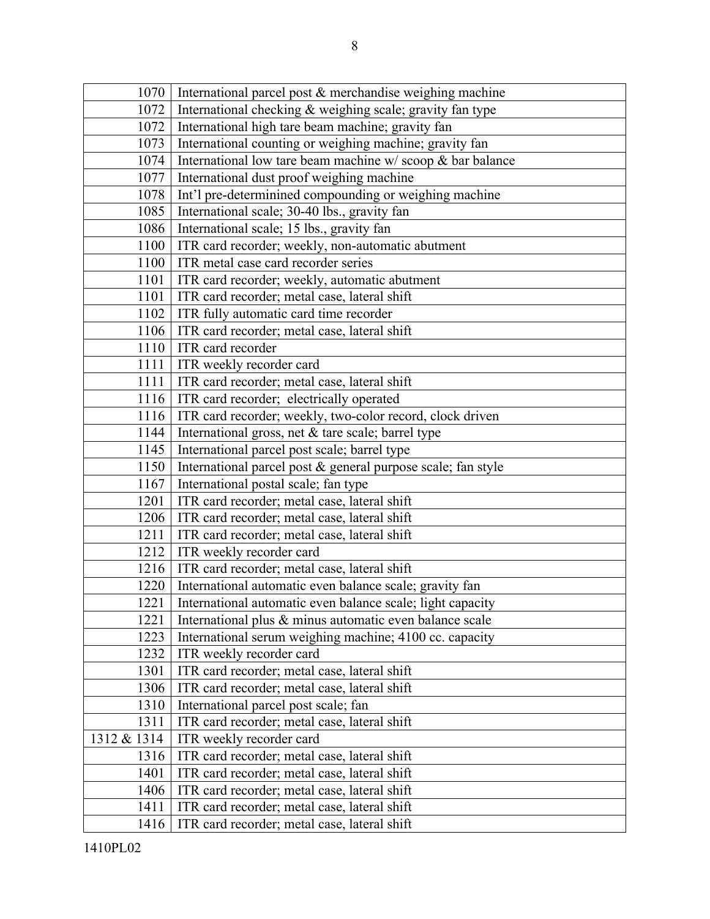| | |
|---|---|
| 1070 | International parcel post & merchandise weighing machine |
| 1072 | International checking & weighing scale; gravity fan type |
| 1072 | International high tare beam machine; gravity fan |
| 1073 | International counting or weighing machine; gravity fan |
| 1074 | International low tare beam machine w/ scoop & bar balance |
| 1077 | International dust proof weighing machine |
| 1078 | Int'l pre-determinined compounding or weighing machine |
| 1085 | International scale; 30-40 lbs., gravity fan |
| 1086 | International scale; 15 lbs., gravity fan |
| 1100 | ITR card recorder; weekly, non-automatic abutment |
| 1100 | ITR metal case card recorder series |
| 1101 | ITR card recorder; weekly, automatic abutment |
| 1101 | ITR card recorder; metal case, lateral shift |
| 1102 | ITR fully automatic card time recorder |
| 1106 | ITR card recorder; metal case, lateral shift |
| 1110 | ITR card recorder |
| 1111 | ITR weekly recorder card |
| 1111 | ITR card recorder; metal case, lateral shift |
| 1116 | ITR card recorder; electrically operated |
| 1116 | ITR card recorder; weekly, two-color record, clock driven |
| 1144 | International gross, net & tare scale; barrel type |
| 1145 | International parcel post scale; barrel type |
| 1150 | International parcel post & general purpose scale; fan style |
| 1167 | International postal scale; fan type |
| 1201 | ITR card recorder; metal case, lateral shift |
| 1206 | ITR card recorder; metal case, lateral shift |
| 1211 | ITR card recorder; metal case, lateral shift |
| 1212 | ITR weekly recorder card |
| 1216 | ITR card recorder; metal case, lateral shift |
| 1220 | International automatic even balance scale; gravity fan |
| 1221 | International automatic even balance scale; light capacity |
| 1221 | International plus & minus automatic even balance scale |
| 1223 | International serum weighing machine; 4100 cc. capacity |
| 1232 | ITR weekly recorder card |
| 1301 | ITR card recorder; metal case, lateral shift |
| 1306 | ITR card recorder; metal case, lateral shift |
| 1310 | International parcel post scale; fan |
| 1311 | ITR card recorder; metal case, lateral shift |
| 1312 & 1314 | ITR weekly recorder card |
| 1316 | ITR card recorder; metal case, lateral shift |
| 1401 | ITR card recorder; metal case, lateral shift |
| 1406 | ITR card recorder; metal case, lateral shift |
| 1411 | ITR card recorder; metal case, lateral shift |
| 1416 | ITR card recorder; metal case, lateral shift |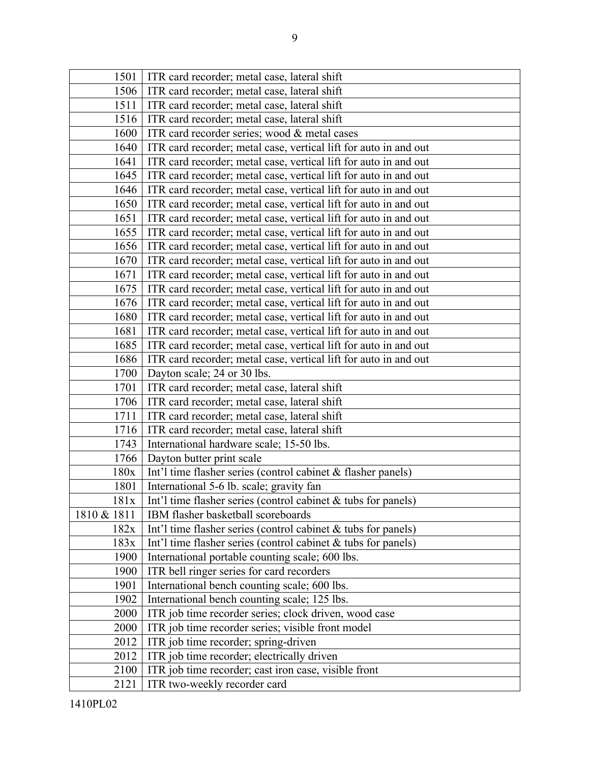| | |
|---|---|
| 1501 | ITR card recorder; metal case, lateral shift |
| 1506 | ITR card recorder; metal case, lateral shift |
| 1511 | ITR card recorder; metal case, lateral shift |
| 1516 | ITR card recorder; metal case, lateral shift |
| 1600 | ITR card recorder series; wood & metal cases |
| 1640 | ITR card recorder; metal case, vertical lift for auto in and out |
| 1641 | ITR card recorder; metal case, vertical lift for auto in and out |
| 1645 | ITR card recorder; metal case, vertical lift for auto in and out |
| 1646 | ITR card recorder; metal case, vertical lift for auto in and out |
| 1650 | ITR card recorder; metal case, vertical lift for auto in and out |
| 1651 | ITR card recorder; metal case, vertical lift for auto in and out |
| 1655 | ITR card recorder; metal case, vertical lift for auto in and out |
| 1656 | ITR card recorder; metal case, vertical lift for auto in and out |
| 1670 | ITR card recorder; metal case, vertical lift for auto in and out |
| 1671 | ITR card recorder; metal case, vertical lift for auto in and out |
| 1675 | ITR card recorder; metal case, vertical lift for auto in and out |
| 1676 | ITR card recorder; metal case, vertical lift for auto in and out |
| 1680 | ITR card recorder; metal case, vertical lift for auto in and out |
| 1681 | ITR card recorder; metal case, vertical lift for auto in and out |
| 1685 | ITR card recorder; metal case, vertical lift for auto in and out |
| 1686 | ITR card recorder; metal case, vertical lift for auto in and out |
| 1700 | Dayton scale; 24 or 30 lbs. |
| 1701 | ITR card recorder; metal case, lateral shift |
| 1706 | ITR card recorder; metal case, lateral shift |
| 1711 | ITR card recorder; metal case, lateral shift |
| 1716 | ITR card recorder; metal case, lateral shift |
| 1743 | International hardware scale; 15-50 lbs. |
| 1766 | Dayton butter print scale |
| 180x | Int'l time flasher series (control cabinet & flasher panels) |
| 1801 | International 5-6 lb. scale; gravity fan |
| 181x | Int'l time flasher series (control cabinet & tubs for panels) |
| 1810 & 1811 | IBM flasher basketball scoreboards |
| 182x | Int'l time flasher series (control cabinet & tubs for panels) |
| 183x | Int'l time flasher series (control cabinet & tubs for panels) |
| 1900 | International portable counting scale; 600 lbs. |
| 1900 | ITR bell ringer series for card recorders |
| 1901 | International bench counting scale; 600 lbs. |
| 1902 | International bench counting scale; 125 lbs. |
| 2000 | ITR job time recorder series; clock driven, wood case |
| 2000 | ITR job time recorder series; visible front model |
| 2012 | ITR job time recorder; spring-driven |
| 2012 | ITR job time recorder; electrically driven |
| 2100 | ITR job time recorder; cast iron case, visible front |
| 2121 | ITR two-weekly recorder card |

1410PL02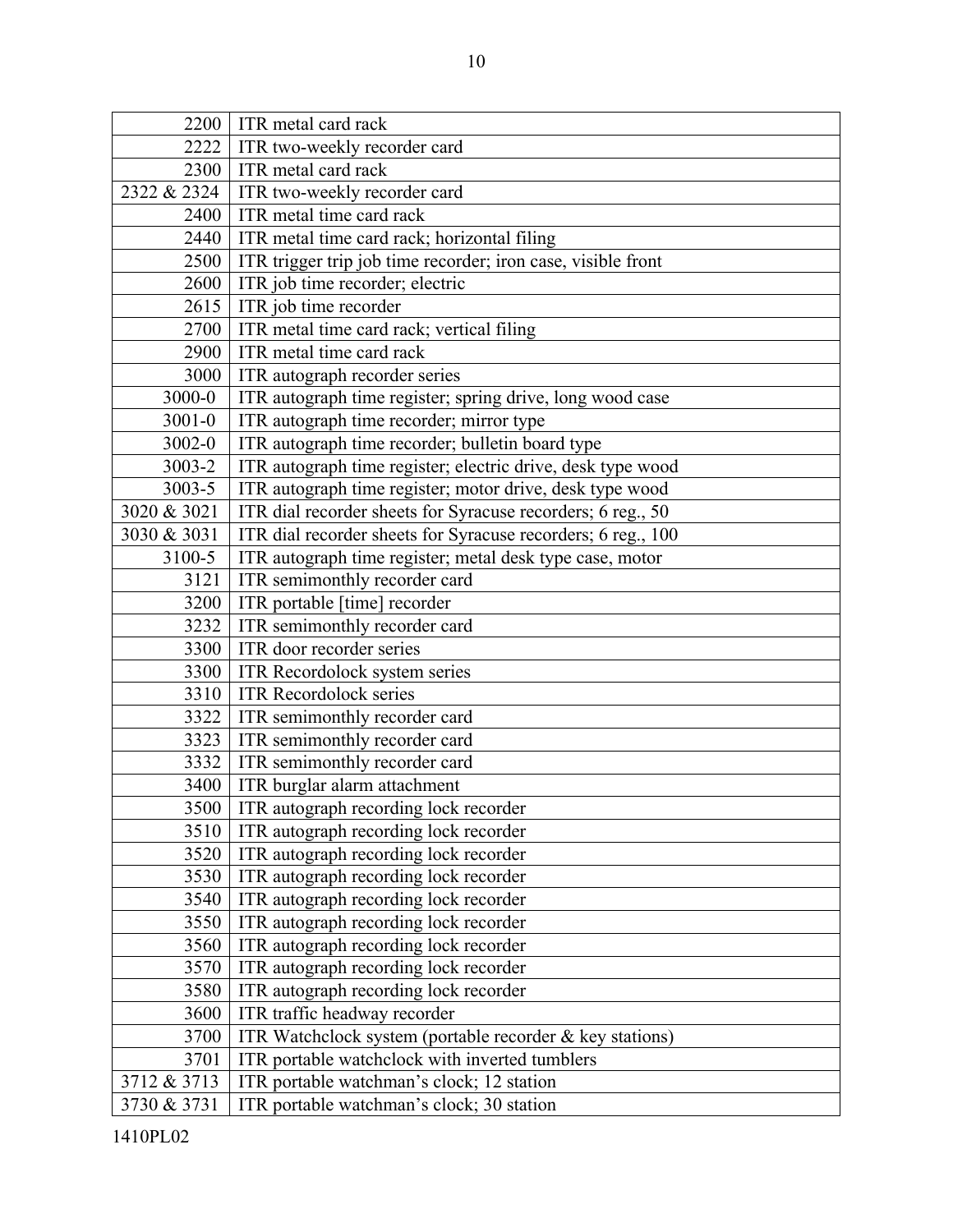| 2200 | ITR metal card rack |
|---|---|
| 2222 | ITR two-weekly recorder card |
| 2300 | ITR metal card rack |
| 2322 & 2324 | ITR two-weekly recorder card |
| 2400 | ITR metal time card rack |
| 2440 | ITR metal time card rack; horizontal filing |
| 2500 | ITR trigger trip job time recorder; iron case, visible front |
| 2600 | ITR job time recorder; electric |
| 2615 | ITR job time recorder |
| 2700 | ITR metal time card rack; vertical filing |
| 2900 | ITR metal time card rack |
| 3000 | ITR autograph recorder series |
| 3000-0 | ITR autograph time register; spring drive, long wood case |
| 3001-0 | ITR autograph time recorder; mirror type |
| 3002-0 | ITR autograph time recorder; bulletin board type |
| 3003-2 | ITR autograph time register; electric drive, desk type wood |
| 3003-5 | ITR autograph time register; motor drive, desk type wood |
| 3020 & 3021 | ITR dial recorder sheets for Syracuse recorders; 6 reg., 50 |
| 3030 & 3031 | ITR dial recorder sheets for Syracuse recorders; 6 reg., 100 |
| 3100-5 | ITR autograph time register; metal desk type case, motor |
| 3121 | ITR semimonthly recorder card |
| 3200 | ITR portable [time] recorder |
| 3232 | ITR semimonthly recorder card |
| 3300 | ITR door recorder series |
| 3300 | ITR Recordolock system series |
| 3310 | ITR Recordolock series |
| 3322 | ITR semimonthly recorder card |
| 3323 | ITR semimonthly recorder card |
| 3332 | ITR semimonthly recorder card |
| 3400 | ITR burglar alarm attachment |
| 3500 | ITR autograph recording lock recorder |
| 3510 | ITR autograph recording lock recorder |
| 3520 | ITR autograph recording lock recorder |
| 3530 | ITR autograph recording lock recorder |
| 3540 | ITR autograph recording lock recorder |
| 3550 | ITR autograph recording lock recorder |
| 3560 | ITR autograph recording lock recorder |
| 3570 | ITR autograph recording lock recorder |
| 3580 | ITR autograph recording lock recorder |
| 3600 | ITR traffic headway recorder |
| 3700 | ITR Watchclock system (portable recorder & key stations) |
| 3701 | ITR portable watchclock with inverted tumblers |
| 3712 & 3713 | ITR portable watchman's clock; 12 station |
| 3730 & 3731 | ITR portable watchman's clock; 30 station |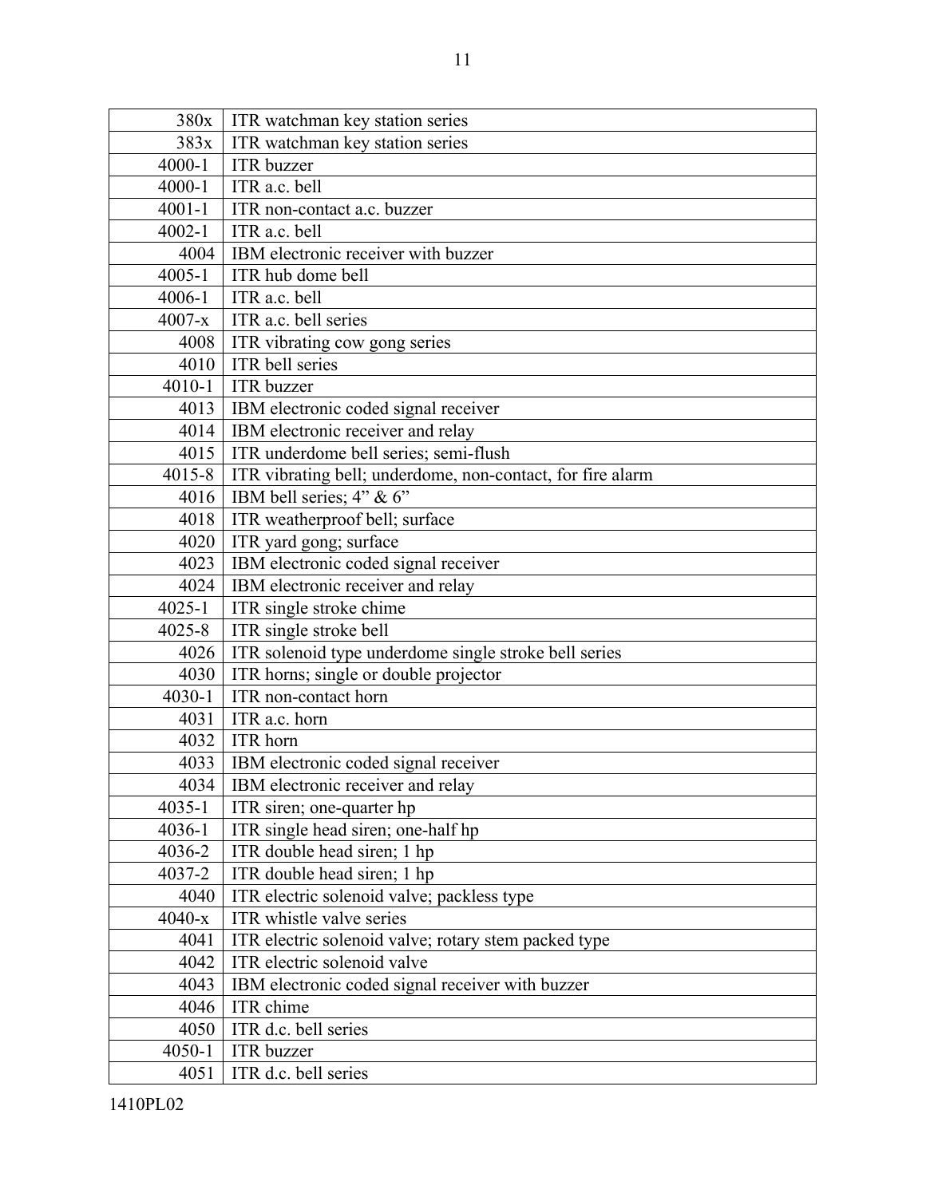| | |
|---|---|
| 380x | ITR watchman key station series |
| 383x | ITR watchman key station series |
| 4000-1 | ITR buzzer |
| 4000-1 | ITR a.c. bell |
| 4001-1 | ITR non-contact a.c. buzzer |
| 4002-1 | ITR a.c. bell |
| 4004 | IBM electronic receiver with buzzer |
| 4005-1 | ITR hub dome bell |
| 4006-1 | ITR a.c. bell |
| 4007-x | ITR a.c. bell series |
| 4008 | ITR vibrating cow gong series |
| 4010 | ITR bell series |
| 4010-1 | ITR buzzer |
| 4013 | IBM electronic coded signal receiver |
| 4014 | IBM electronic receiver and relay |
| 4015 | ITR underdome bell series; semi-flush |
| 4015-8 | ITR vibrating bell; underdome, non-contact, for fire alarm |
| 4016 | IBM bell series; 4" & 6" |
| 4018 | ITR weatherproof bell; surface |
| 4020 | ITR yard gong; surface |
| 4023 | IBM electronic coded signal receiver |
| 4024 | IBM electronic receiver and relay |
| 4025-1 | ITR single stroke chime |
| 4025-8 | ITR single stroke bell |
| 4026 | ITR solenoid type underdome single stroke bell series |
| 4030 | ITR horns; single or double projector |
| 4030-1 | ITR non-contact horn |
| 4031 | ITR a.c. horn |
| 4032 | ITR horn |
| 4033 | IBM electronic coded signal receiver |
| 4034 | IBM electronic receiver and relay |
| 4035-1 | ITR siren; one-quarter hp |
| 4036-1 | ITR single head siren; one-half hp |
| 4036-2 | ITR double head siren; 1 hp |
| 4037-2 | ITR double head siren; 1 hp |
| 4040 | ITR electric solenoid valve; packless type |
| 4040-x | ITR whistle valve series |
| 4041 | ITR electric solenoid valve; rotary stem packed type |
| 4042 | ITR electric solenoid valve |
| 4043 | IBM electronic coded signal receiver with buzzer |
| 4046 | ITR chime |
| 4050 | ITR d.c. bell series |
| 4050-1 | ITR buzzer |
| 4051 | ITR d.c. bell series |

1410PL02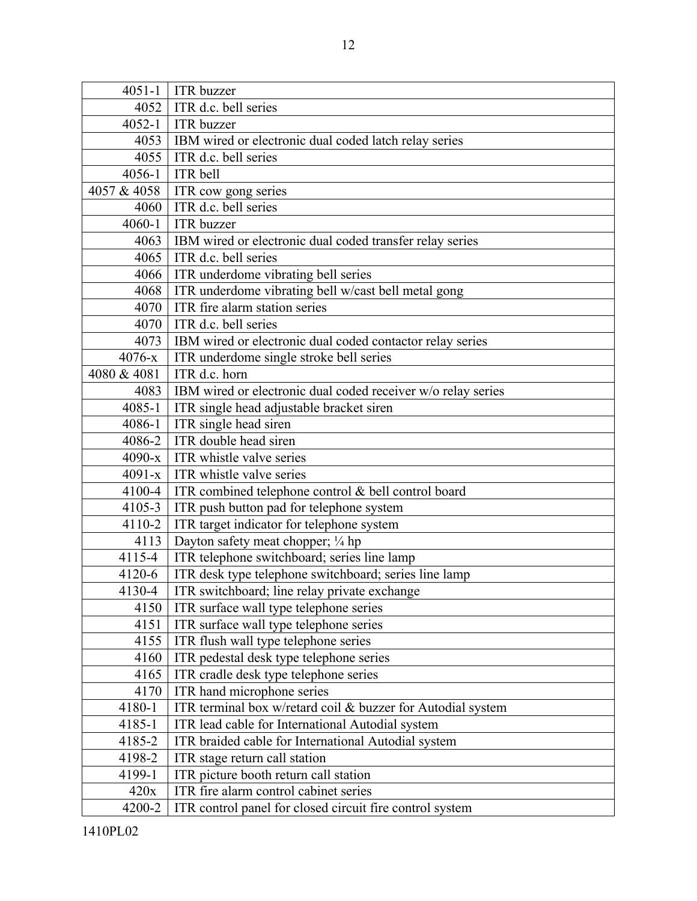| | |
|---|---|
| 4051-1 | ITR buzzer |
| 4052 | ITR d.c. bell series |
| 4052-1 | ITR buzzer |
| 4053 | IBM wired or electronic dual coded latch relay series |
| 4055 | ITR d.c. bell series |
| 4056-1 | ITR bell |
| 4057 & 4058 | ITR cow gong series |
| 4060 | ITR d.c. bell series |
| 4060-1 | ITR buzzer |
| 4063 | IBM wired or electronic dual coded transfer relay series |
| 4065 | ITR d.c. bell series |
| 4066 | ITR underdome vibrating bell series |
| 4068 | ITR underdome vibrating bell w/cast bell metal gong |
| 4070 | ITR fire alarm station series |
| 4070 | ITR d.c. bell series |
| 4073 | IBM wired or electronic dual coded contactor relay series |
| 4076-x | ITR underdome single stroke bell series |
| 4080 & 4081 | ITR d.c. horn |
| 4083 | IBM wired or electronic dual coded receiver w/o relay series |
| 4085-1 | ITR single head adjustable bracket siren |
| 4086-1 | ITR single head siren |
| 4086-2 | ITR double head siren |
| 4090-x | ITR whistle valve series |
| 4091-x | ITR whistle valve series |
| 4100-4 | ITR combined telephone control & bell control board |
| 4105-3 | ITR push button pad for telephone system |
| 4110-2 | ITR target indicator for telephone system |
| 4113 | Dayton safety meat chopper; ¼ hp |
| 4115-4 | ITR telephone switchboard; series line lamp |
| 4120-6 | ITR desk type telephone switchboard; series line lamp |
| 4130-4 | ITR switchboard; line relay private exchange |
| 4150 | ITR surface wall type telephone series |
| 4151 | ITR surface wall type telephone series |
| 4155 | ITR flush wall type telephone series |
| 4160 | ITR pedestal desk type telephone series |
| 4165 | ITR cradle desk type telephone series |
| 4170 | ITR hand microphone series |
| 4180-1 | ITR terminal box w/retard coil & buzzer for Autodial system |
| 4185-1 | ITR lead cable for International Autodial system |
| 4185-2 | ITR braided cable for International Autodial system |
| 4198-2 | ITR stage return call station |
| 4199-1 | ITR picture booth return call station |
| 420x | ITR fire alarm control cabinet series |
| 4200-2 | ITR control panel for closed circuit fire control system |

1410PL02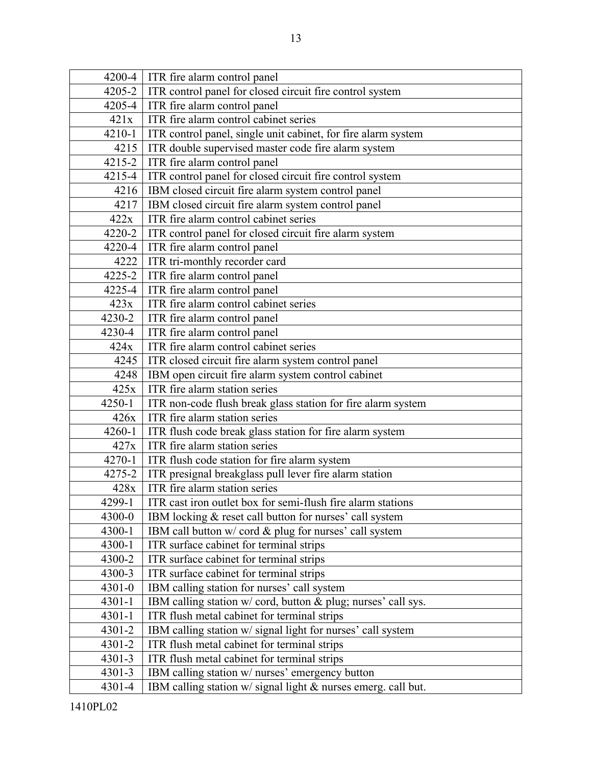| | |
|---|---|
| 4200-4 | ITR fire alarm control panel |
| 4205-2 | ITR control panel for closed circuit fire control system |
| 4205-4 | ITR fire alarm control panel |
| 421x | ITR fire alarm control cabinet series |
| 4210-1 | ITR control panel, single unit cabinet, for fire alarm system |
| 4215 | ITR double supervised master code fire alarm system |
| 4215-2 | ITR fire alarm control panel |
| 4215-4 | ITR control panel for closed circuit fire control system |
| 4216 | IBM closed circuit fire alarm system control panel |
| 4217 | IBM closed circuit fire alarm system control panel |
| 422x | ITR fire alarm control cabinet series |
| 4220-2 | ITR control panel for closed circuit fire alarm system |
| 4220-4 | ITR fire alarm control panel |
| 4222 | ITR tri-monthly recorder card |
| 4225-2 | ITR fire alarm control panel |
| 4225-4 | ITR fire alarm control panel |
| 423x | ITR fire alarm control cabinet series |
| 4230-2 | ITR fire alarm control panel |
| 4230-4 | ITR fire alarm control panel |
| 424x | ITR fire alarm control cabinet series |
| 4245 | ITR closed circuit fire alarm system control panel |
| 4248 | IBM open circuit fire alarm system control cabinet |
| 425x | ITR fire alarm station series |
| 4250-1 | ITR non-code flush break glass station for fire alarm system |
| 426x | ITR fire alarm station series |
| 4260-1 | ITR flush code break glass station for fire alarm system |
| 427x | ITR fire alarm station series |
| 4270-1 | ITR flush code station for fire alarm system |
| 4275-2 | ITR presignal breakglass pull lever fire alarm station |
| 428x | ITR fire alarm station series |
| 4299-1 | ITR cast iron outlet box for semi-flush fire alarm stations |
| 4300-0 | IBM locking & reset call button for nurses' call system |
| 4300-1 | IBM call button w/ cord & plug for nurses' call system |
| 4300-1 | ITR surface cabinet for terminal strips |
| 4300-2 | ITR surface cabinet for terminal strips |
| 4300-3 | ITR surface cabinet for terminal strips |
| 4301-0 | IBM calling station for nurses' call system |
| 4301-1 | IBM calling station w/ cord, button & plug; nurses' call sys. |
| 4301-1 | ITR flush metal cabinet for terminal strips |
| 4301-2 | IBM calling station w/ signal light for nurses' call system |
| 4301-2 | ITR flush metal cabinet for terminal strips |
| 4301-3 | ITR flush metal cabinet for terminal strips |
| 4301-3 | IBM calling station w/ nurses' emergency button |
| 4301-4 | IBM calling station w/ signal light & nurses emerg. call but. |

1410PL02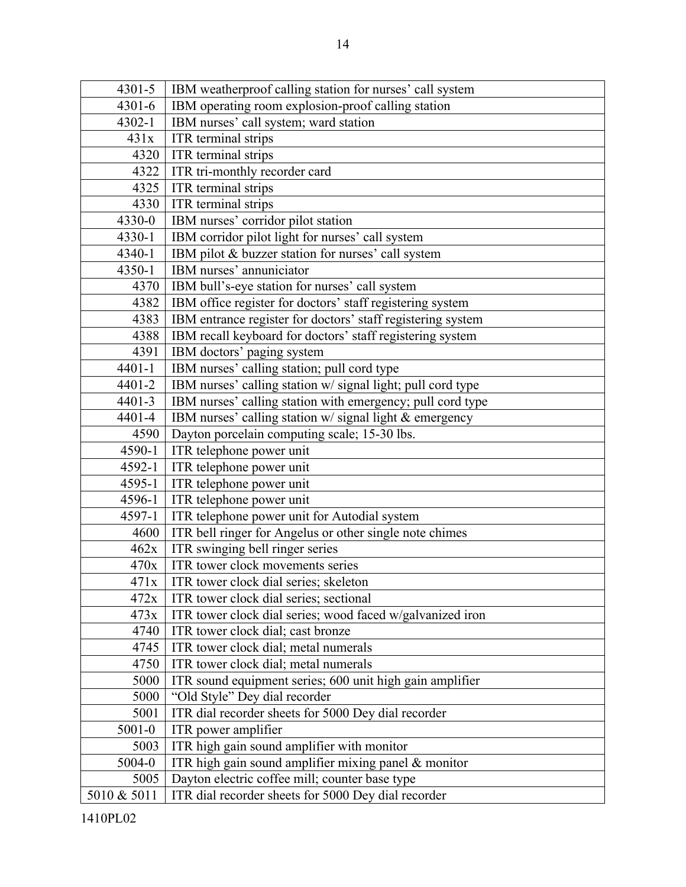| | |
|---|---|
| 4301-5 | IBM weatherproof calling station for nurses' call system |
| 4301-6 | IBM operating room explosion-proof calling station |
| 4302-1 | IBM nurses' call system; ward station |
| 431x | ITR terminal strips |
| 4320 | ITR terminal strips |
| 4322 | ITR tri-monthly recorder card |
| 4325 | ITR terminal strips |
| 4330 | ITR terminal strips |
| 4330-0 | IBM nurses' corridor pilot station |
| 4330-1 | IBM corridor pilot light for nurses' call system |
| 4340-1 | IBM pilot & buzzer station for nurses' call system |
| 4350-1 | IBM nurses' annuniciator |
| 4370 | IBM bull's-eye station for nurses' call system |
| 4382 | IBM office register for doctors' staff registering system |
| 4383 | IBM entrance register for doctors' staff registering system |
| 4388 | IBM recall keyboard for doctors' staff registering system |
| 4391 | IBM doctors' paging system |
| 4401-1 | IBM nurses' calling station; pull cord type |
| 4401-2 | IBM nurses' calling station w/ signal light; pull cord type |
| 4401-3 | IBM nurses' calling station with emergency; pull cord type |
| 4401-4 | IBM nurses' calling station w/ signal light & emergency |
| 4590 | Dayton porcelain computing scale; 15-30 lbs. |
| 4590-1 | ITR telephone power unit |
| 4592-1 | ITR telephone power unit |
| 4595-1 | ITR telephone power unit |
| 4596-1 | ITR telephone power unit |
| 4597-1 | ITR telephone power unit for Autodial system |
| 4600 | ITR bell ringer for Angelus or other single note chimes |
| 462x | ITR swinging bell ringer series |
| 470x | ITR tower clock movements series |
| 471x | ITR tower clock dial series; skeleton |
| 472x | ITR tower clock dial series; sectional |
| 473x | ITR tower clock dial series; wood faced w/galvanized iron |
| 4740 | ITR tower clock dial; cast bronze |
| 4745 | ITR tower clock dial; metal numerals |
| 4750 | ITR tower clock dial; metal numerals |
| 5000 | ITR sound equipment series; 600 unit high gain amplifier |
| 5000 | "Old Style" Dey dial recorder |
| 5001 | ITR dial recorder sheets for 5000 Dey dial recorder |
| 5001-0 | ITR power amplifier |
| 5003 | ITR high gain sound amplifier with monitor |
| 5004-0 | ITR high gain sound amplifier mixing panel & monitor |
| 5005 | Dayton electric coffee mill; counter base type |
| 5010 & 5011 | ITR dial recorder sheets for 5000 Dey dial recorder |

1410PL02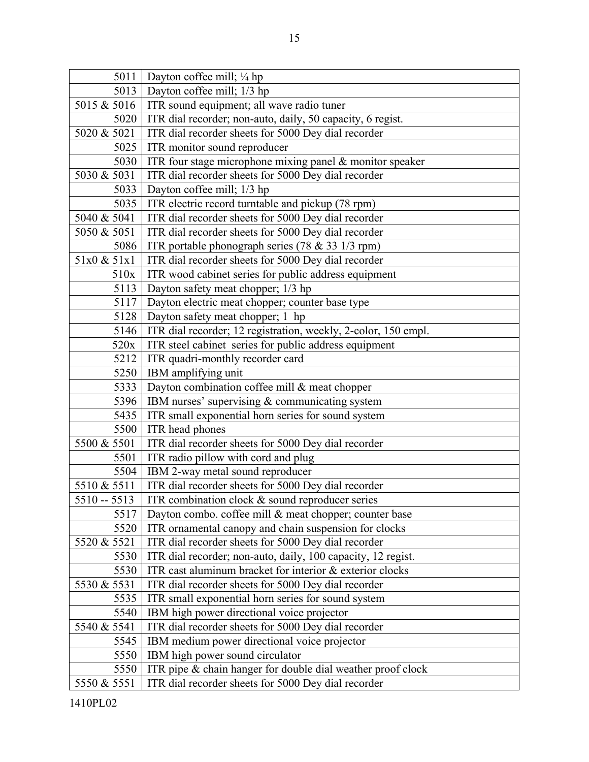| | |
|---|---|
| 5011 | Dayton coffee mill; ¼ hp |
| 5013 | Dayton coffee mill; 1/3 hp |
| 5015 & 5016 | ITR sound equipment; all wave radio tuner |
| 5020 | ITR dial recorder; non-auto, daily, 50 capacity, 6 regist. |
| 5020 & 5021 | ITR dial recorder sheets for 5000 Dey dial recorder |
| 5025 | ITR monitor sound reproducer |
| 5030 | ITR four stage microphone mixing panel & monitor speaker |
| 5030 & 5031 | ITR dial recorder sheets for 5000 Dey dial recorder |
| 5033 | Dayton coffee mill; 1/3 hp |
| 5035 | ITR electric record turntable and pickup (78 rpm) |
| 5040 & 5041 | ITR dial recorder sheets for 5000 Dey dial recorder |
| 5050 & 5051 | ITR dial recorder sheets for 5000 Dey dial recorder |
| 5086 | ITR portable phonograph series (78 & 33 1/3 rpm) |
| 51x0 & 51x1 | ITR dial recorder sheets for 5000 Dey dial recorder |
| 510x | ITR wood cabinet series for public address equipment |
| 5113 | Dayton safety meat chopper; 1/3 hp |
| 5117 | Dayton electric meat chopper; counter base type |
| 5128 | Dayton safety meat chopper; 1 hp |
| 5146 | ITR dial recorder; 12 registration, weekly, 2-color, 150 empl. |
| 520x | ITR steel cabinet series for public address equipment |
| 5212 | ITR quadri-monthly recorder card |
| 5250 | IBM amplifying unit |
| 5333 | Dayton combination coffee mill & meat chopper |
| 5396 | IBM nurses' supervising & communicating system |
| 5435 | ITR small exponential horn series for sound system |
| 5500 | ITR head phones |
| 5500 & 5501 | ITR dial recorder sheets for 5000 Dey dial recorder |
| 5501 | ITR radio pillow with cord and plug |
| 5504 | IBM 2-way metal sound reproducer |
| 5510 & 5511 | ITR dial recorder sheets for 5000 Dey dial recorder |
| 5510 -- 5513 | ITR combination clock & sound reproducer series |
| 5517 | Dayton combo. coffee mill & meat chopper; counter base |
| 5520 | ITR ornamental canopy and chain suspension for clocks |
| 5520 & 5521 | ITR dial recorder sheets for 5000 Dey dial recorder |
| 5530 | ITR dial recorder; non-auto, daily, 100 capacity, 12 regist. |
| 5530 | ITR cast aluminum bracket for interior & exterior clocks |
| 5530 & 5531 | ITR dial recorder sheets for 5000 Dey dial recorder |
| 5535 | ITR small exponential horn series for sound system |
| 5540 | IBM high power directional voice projector |
| 5540 & 5541 | ITR dial recorder sheets for 5000 Dey dial recorder |
| 5545 | IBM medium power directional voice projector |
| 5550 | IBM high power sound circulator |
| 5550 | ITR pipe & chain hanger for double dial weather proof clock |
| 5550 & 5551 | ITR dial recorder sheets for 5000 Dey dial recorder |

1410PL02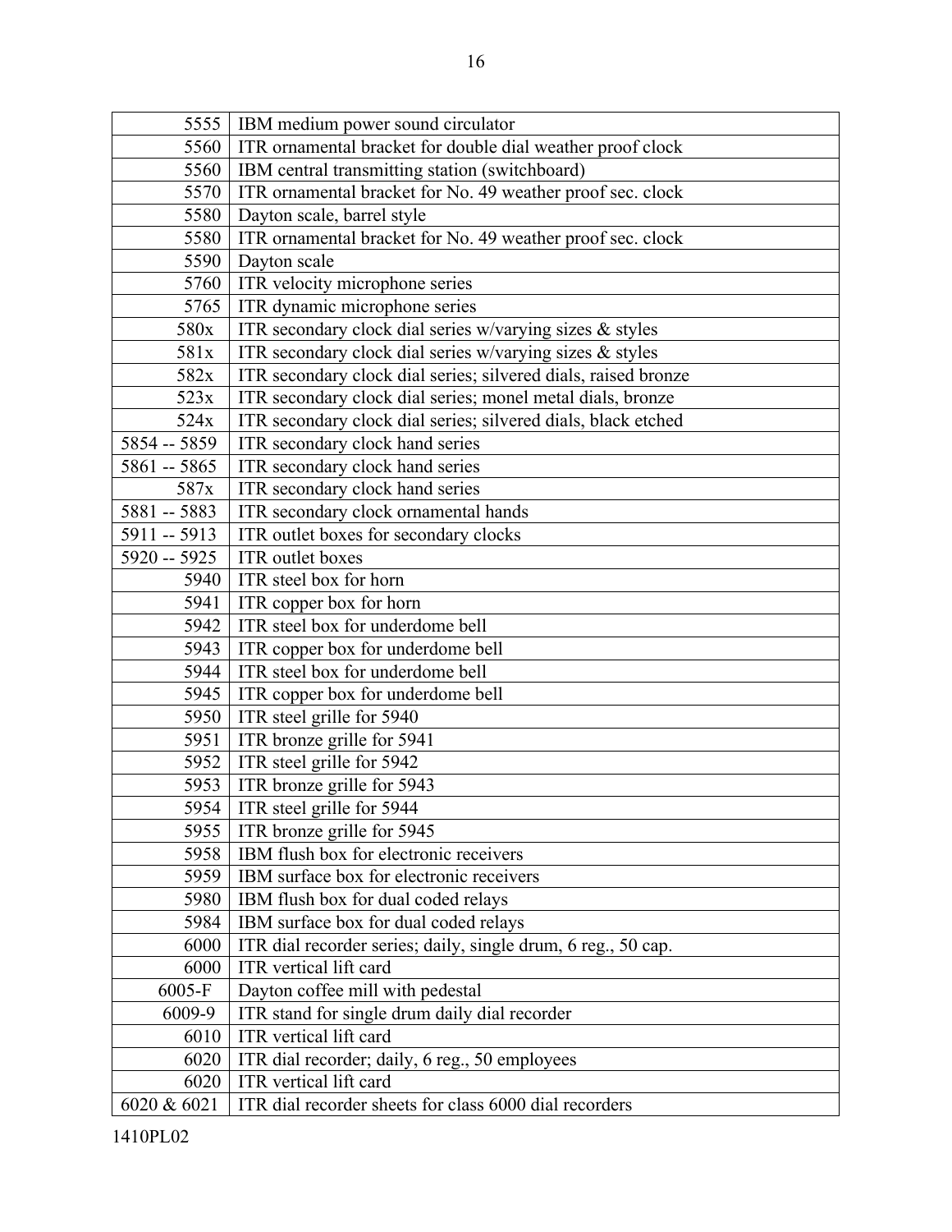| | |
|---|---|
| 5555 | IBM medium power sound circulator |
| 5560 | ITR ornamental bracket for double dial weather proof clock |
| 5560 | IBM central transmitting station (switchboard) |
| 5570 | ITR ornamental bracket for No. 49 weather proof sec. clock |
| 5580 | Dayton scale, barrel style |
| 5580 | ITR ornamental bracket for No. 49 weather proof sec. clock |
| 5590 | Dayton scale |
| 5760 | ITR velocity microphone series |
| 5765 | ITR dynamic microphone series |
| 580x | ITR secondary clock dial series w/varying sizes & styles |
| 581x | ITR secondary clock dial series w/varying sizes & styles |
| 582x | ITR secondary clock dial series; silvered dials, raised bronze |
| 523x | ITR secondary clock dial series; monel metal dials, bronze |
| 524x | ITR secondary clock dial series; silvered dials, black etched |
| 5854 -- 5859 | ITR secondary clock hand series |
| 5861 -- 5865 | ITR secondary clock hand series |
| 587x | ITR secondary clock hand series |
| 5881 -- 5883 | ITR secondary clock ornamental hands |
| 5911 -- 5913 | ITR outlet boxes for secondary clocks |
| 5920 -- 5925 | ITR outlet boxes |
| 5940 | ITR steel box for horn |
| 5941 | ITR copper box for horn |
| 5942 | ITR steel box for underdome bell |
| 5943 | ITR copper box for underdome bell |
| 5944 | ITR steel box for underdome bell |
| 5945 | ITR copper box for underdome bell |
| 5950 | ITR steel grille for 5940 |
| 5951 | ITR bronze grille for 5941 |
| 5952 | ITR steel grille for 5942 |
| 5953 | ITR bronze grille for 5943 |
| 5954 | ITR steel grille for 5944 |
| 5955 | ITR bronze grille for 5945 |
| 5958 | IBM flush box for electronic receivers |
| 5959 | IBM surface box for electronic receivers |
| 5980 | IBM flush box for dual coded relays |
| 5984 | IBM surface box for dual coded relays |
| 6000 | ITR dial recorder series; daily, single drum, 6 reg., 50 cap. |
| 6000 | ITR vertical lift card |
| 6005-F | Dayton coffee mill with pedestal |
| 6009-9 | ITR stand for single drum daily dial recorder |
| 6010 | ITR vertical lift card |
| 6020 | ITR dial recorder; daily, 6 reg., 50 employees |
| 6020 | ITR vertical lift card |
| 6020 & 6021 | ITR dial recorder sheets for class 6000 dial recorders |

1410PL02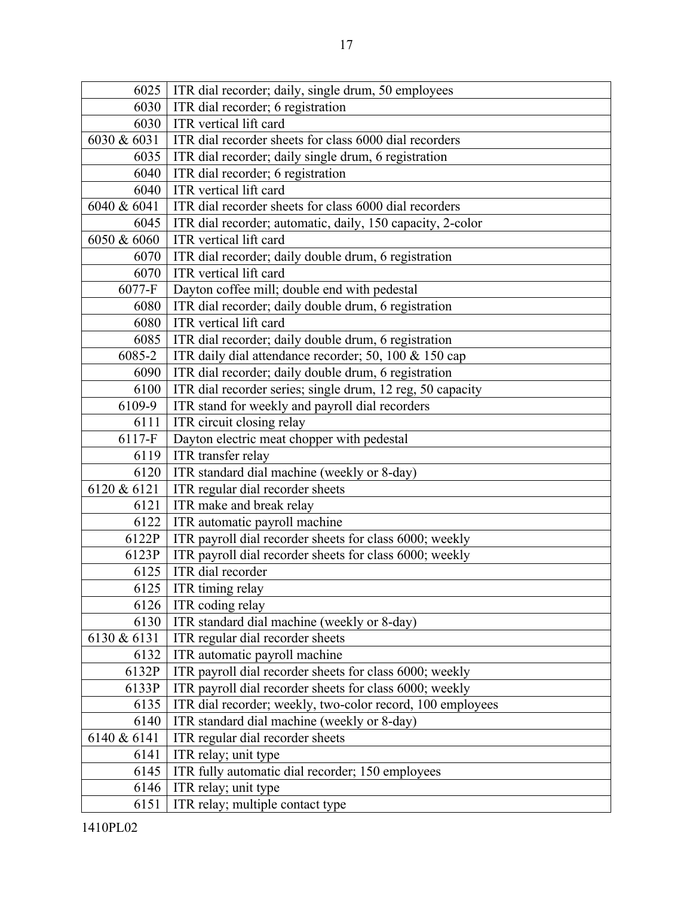| | |
|---|---|
| 6025 | ITR dial recorder; daily, single drum, 50 employees |
| 6030 | ITR dial recorder; 6 registration |
| 6030 | ITR vertical lift card |
| 6030 & 6031 | ITR dial recorder sheets for class 6000 dial recorders |
| 6035 | ITR dial recorder; daily single drum, 6 registration |
| 6040 | ITR dial recorder; 6 registration |
| 6040 | ITR vertical lift card |
| 6040 & 6041 | ITR dial recorder sheets for class 6000 dial recorders |
| 6045 | ITR dial recorder; automatic, daily, 150 capacity, 2-color |
| 6050 & 6060 | ITR vertical lift card |
| 6070 | ITR dial recorder; daily double drum, 6 registration |
| 6070 | ITR vertical lift card |
| 6077-F | Dayton coffee mill; double end with pedestal |
| 6080 | ITR dial recorder; daily double drum, 6 registration |
| 6080 | ITR vertical lift card |
| 6085 | ITR dial recorder; daily double drum, 6 registration |
| 6085-2 | ITR daily dial attendance recorder; 50, 100 & 150 cap |
| 6090 | ITR dial recorder; daily double drum, 6 registration |
| 6100 | ITR dial recorder series; single drum, 12 reg, 50 capacity |
| 6109-9 | ITR stand for weekly and payroll dial recorders |
| 6111 | ITR circuit closing relay |
| 6117-F | Dayton electric meat chopper with pedestal |
| 6119 | ITR transfer relay |
| 6120 | ITR standard dial machine (weekly or 8-day) |
| 6120 & 6121 | ITR regular dial recorder sheets |
| 6121 | ITR make and break relay |
| 6122 | ITR automatic payroll machine |
| 6122P | ITR payroll dial recorder sheets for class 6000; weekly |
| 6123P | ITR payroll dial recorder sheets for class 6000; weekly |
| 6125 | ITR dial recorder |
| 6125 | ITR timing relay |
| 6126 | ITR coding relay |
| 6130 | ITR standard dial machine (weekly or 8-day) |
| 6130 & 6131 | ITR regular dial recorder sheets |
| 6132 | ITR automatic payroll machine |
| 6132P | ITR payroll dial recorder sheets for class 6000; weekly |
| 6133P | ITR payroll dial recorder sheets for class 6000; weekly |
| 6135 | ITR dial recorder; weekly, two-color record, 100 employees |
| 6140 | ITR standard dial machine (weekly or 8-day) |
| 6140 & 6141 | ITR regular dial recorder sheets |
| 6141 | ITR relay; unit type |
| 6145 | ITR fully automatic dial recorder; 150 employees |
| 6146 | ITR relay; unit type |
| 6151 | ITR relay; multiple contact type |

1410PL02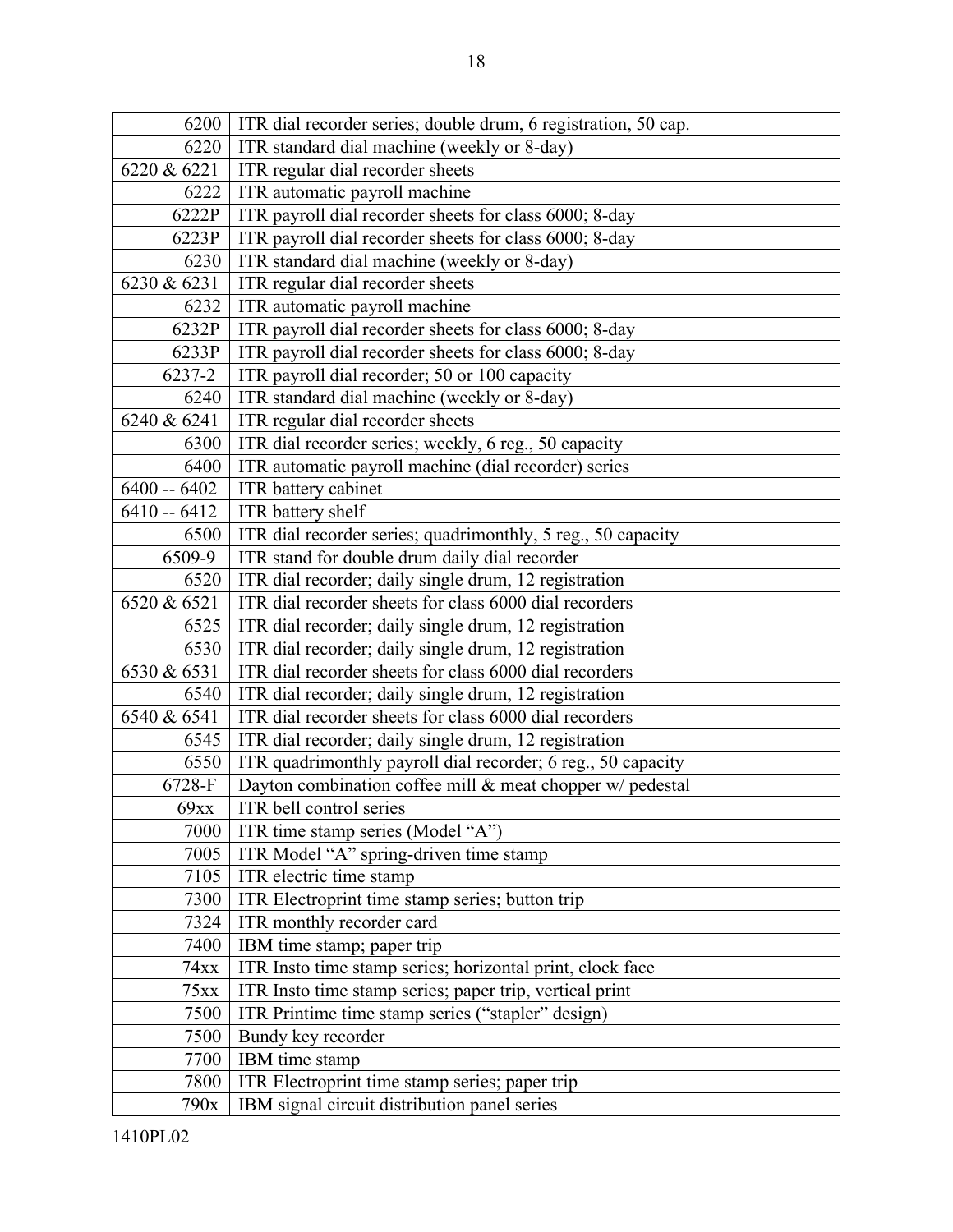| | |
|---|---|
| 6200 | ITR dial recorder series; double drum, 6 registration, 50 cap. |
| 6220 | ITR standard dial machine (weekly or 8-day) |
| 6220 & 6221 | ITR regular dial recorder sheets |
| 6222 | ITR automatic payroll machine |
| 6222P | ITR payroll dial recorder sheets for class 6000; 8-day |
| 6223P | ITR payroll dial recorder sheets for class 6000; 8-day |
| 6230 | ITR standard dial machine (weekly or 8-day) |
| 6230 & 6231 | ITR regular dial recorder sheets |
| 6232 | ITR automatic payroll machine |
| 6232P | ITR payroll dial recorder sheets for class 6000; 8-day |
| 6233P | ITR payroll dial recorder sheets for class 6000; 8-day |
| 6237-2 | ITR payroll dial recorder; 50 or 100 capacity |
| 6240 | ITR standard dial machine (weekly or 8-day) |
| 6240 & 6241 | ITR regular dial recorder sheets |
| 6300 | ITR dial recorder series; weekly, 6 reg., 50 capacity |
| 6400 | ITR automatic payroll machine (dial recorder) series |
| 6400 -- 6402 | ITR battery cabinet |
| 6410 -- 6412 | ITR battery shelf |
| 6500 | ITR dial recorder series; quadrimonthly, 5 reg., 50 capacity |
| 6509-9 | ITR stand for double drum daily dial recorder |
| 6520 | ITR dial recorder; daily single drum, 12 registration |
| 6520 & 6521 | ITR dial recorder sheets for class 6000 dial recorders |
| 6525 | ITR dial recorder; daily single drum, 12 registration |
| 6530 | ITR dial recorder; daily single drum, 12 registration |
| 6530 & 6531 | ITR dial recorder sheets for class 6000 dial recorders |
| 6540 | ITR dial recorder; daily single drum, 12 registration |
| 6540 & 6541 | ITR dial recorder sheets for class 6000 dial recorders |
| 6545 | ITR dial recorder; daily single drum, 12 registration |
| 6550 | ITR quadrimonthly payroll dial recorder; 6 reg., 50 capacity |
| 6728-F | Dayton combination coffee mill & meat chopper w/ pedestal |
| 69xx | ITR bell control series |
| 7000 | ITR time stamp series (Model "A") |
| 7005 | ITR Model "A" spring-driven time stamp |
| 7105 | ITR electric time stamp |
| 7300 | ITR Electroprint time stamp series; button trip |
| 7324 | ITR monthly recorder card |
| 7400 | IBM time stamp; paper trip |
| 74xx | ITR Insto time stamp series; horizontal print, clock face |
| 75xx | ITR Insto time stamp series; paper trip, vertical print |
| 7500 | ITR Printime time stamp series ("stapler" design) |
| 7500 | Bundy key recorder |
| 7700 | IBM time stamp |
| 7800 | ITR Electroprint time stamp series; paper trip |
| 790x | IBM signal circuit distribution panel series |

1410PL02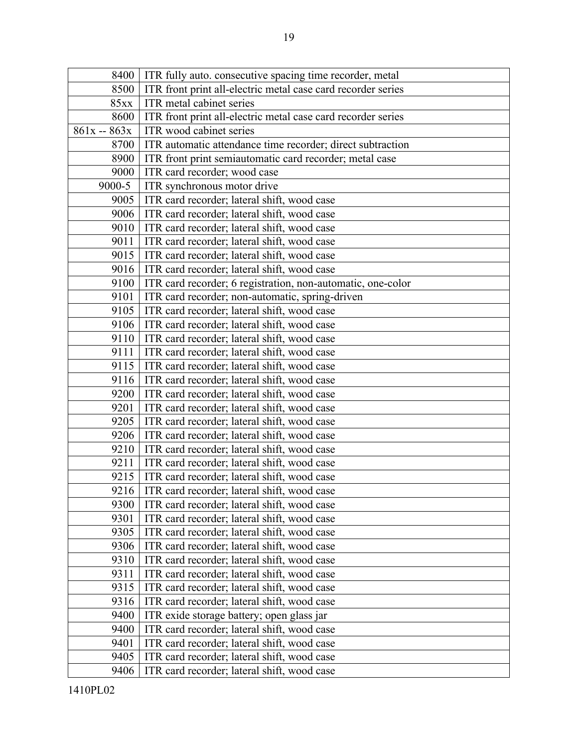| | |
|---|---|
| 8400 | ITR fully auto. consecutive spacing time recorder, metal |
| 8500 | ITR front print all-electric metal case card recorder series |
| 85xx | ITR metal cabinet series |
| 8600 | ITR front print all-electric metal case card recorder series |
| 861x -- 863x | ITR wood cabinet series |
| 8700 | ITR automatic attendance time recorder; direct subtraction |
| 8900 | ITR front print semiautomatic card recorder; metal case |
| 9000 | ITR card recorder; wood case |
| 9000-5 | ITR synchronous motor drive |
| 9005 | ITR card recorder; lateral shift, wood case |
| 9006 | ITR card recorder; lateral shift, wood case |
| 9010 | ITR card recorder; lateral shift, wood case |
| 9011 | ITR card recorder; lateral shift, wood case |
| 9015 | ITR card recorder; lateral shift, wood case |
| 9016 | ITR card recorder; lateral shift, wood case |
| 9100 | ITR card recorder; 6 registration, non-automatic, one-color |
| 9101 | ITR card recorder; non-automatic, spring-driven |
| 9105 | ITR card recorder; lateral shift, wood case |
| 9106 | ITR card recorder; lateral shift, wood case |
| 9110 | ITR card recorder; lateral shift, wood case |
| 9111 | ITR card recorder; lateral shift, wood case |
| 9115 | ITR card recorder; lateral shift, wood case |
| 9116 | ITR card recorder; lateral shift, wood case |
| 9200 | ITR card recorder; lateral shift, wood case |
| 9201 | ITR card recorder; lateral shift, wood case |
| 9205 | ITR card recorder; lateral shift, wood case |
| 9206 | ITR card recorder; lateral shift, wood case |
| 9210 | ITR card recorder; lateral shift, wood case |
| 9211 | ITR card recorder; lateral shift, wood case |
| 9215 | ITR card recorder; lateral shift, wood case |
| 9216 | ITR card recorder; lateral shift, wood case |
| 9300 | ITR card recorder; lateral shift, wood case |
| 9301 | ITR card recorder; lateral shift, wood case |
| 9305 | ITR card recorder; lateral shift, wood case |
| 9306 | ITR card recorder; lateral shift, wood case |
| 9310 | ITR card recorder; lateral shift, wood case |
| 9311 | ITR card recorder; lateral shift, wood case |
| 9315 | ITR card recorder; lateral shift, wood case |
| 9316 | ITR card recorder; lateral shift, wood case |
| 9400 | ITR exide storage battery; open glass jar |
| 9400 | ITR card recorder; lateral shift, wood case |
| 9401 | ITR card recorder; lateral shift, wood case |
| 9405 | ITR card recorder; lateral shift, wood case |
| 9406 | ITR card recorder; lateral shift, wood case |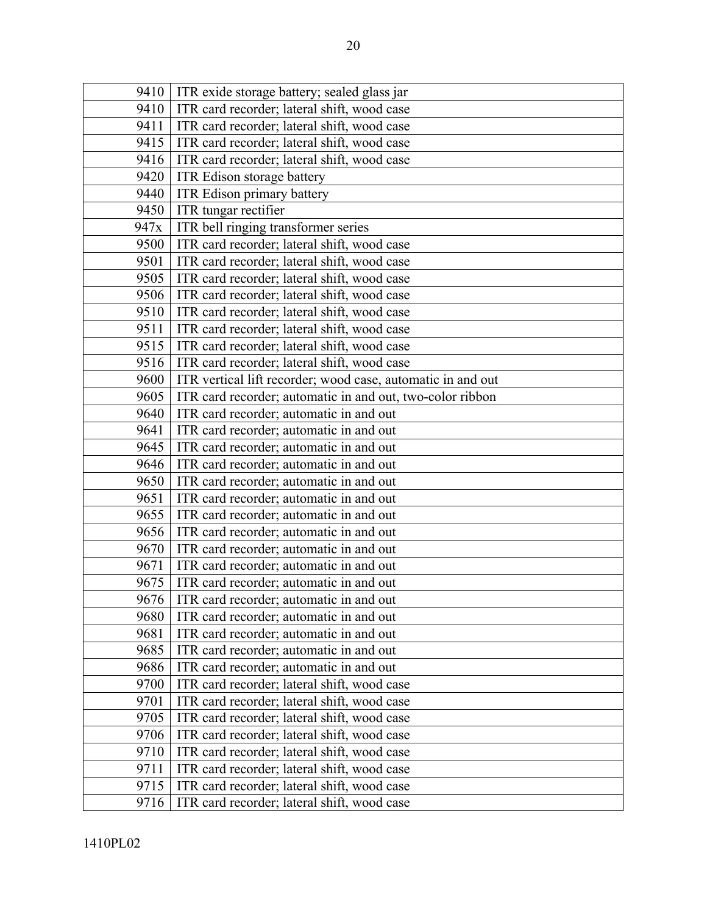| | |
|---|---|
| 9410 | ITR exide storage battery; sealed glass jar |
| 9410 | ITR card recorder; lateral shift, wood case |
| 9411 | ITR card recorder; lateral shift, wood case |
| 9415 | ITR card recorder; lateral shift, wood case |
| 9416 | ITR card recorder; lateral shift, wood case |
| 9420 | ITR Edison storage battery |
| 9440 | ITR Edison primary battery |
| 9450 | ITR tungar rectifier |
| 947x | ITR bell ringing transformer series |
| 9500 | ITR card recorder; lateral shift, wood case |
| 9501 | ITR card recorder; lateral shift, wood case |
| 9505 | ITR card recorder; lateral shift, wood case |
| 9506 | ITR card recorder; lateral shift, wood case |
| 9510 | ITR card recorder; lateral shift, wood case |
| 9511 | ITR card recorder; lateral shift, wood case |
| 9515 | ITR card recorder; lateral shift, wood case |
| 9516 | ITR card recorder; lateral shift, wood case |
| 9600 | ITR vertical lift recorder; wood case, automatic in and out |
| 9605 | ITR card recorder; automatic in and out, two-color ribbon |
| 9640 | ITR card recorder; automatic in and out |
| 9641 | ITR card recorder; automatic in and out |
| 9645 | ITR card recorder; automatic in and out |
| 9646 | ITR card recorder; automatic in and out |
| 9650 | ITR card recorder; automatic in and out |
| 9651 | ITR card recorder; automatic in and out |
| 9655 | ITR card recorder; automatic in and out |
| 9656 | ITR card recorder; automatic in and out |
| 9670 | ITR card recorder; automatic in and out |
| 9671 | ITR card recorder; automatic in and out |
| 9675 | ITR card recorder; automatic in and out |
| 9676 | ITR card recorder; automatic in and out |
| 9680 | ITR card recorder; automatic in and out |
| 9681 | ITR card recorder; automatic in and out |
| 9685 | ITR card recorder; automatic in and out |
| 9686 | ITR card recorder; automatic in and out |
| 9700 | ITR card recorder; lateral shift, wood case |
| 9701 | ITR card recorder; lateral shift, wood case |
| 9705 | ITR card recorder; lateral shift, wood case |
| 9706 | ITR card recorder; lateral shift, wood case |
| 9710 | ITR card recorder; lateral shift, wood case |
| 9711 | ITR card recorder; lateral shift, wood case |
| 9715 | ITR card recorder; lateral shift, wood case |
| 9716 | ITR card recorder; lateral shift, wood case |